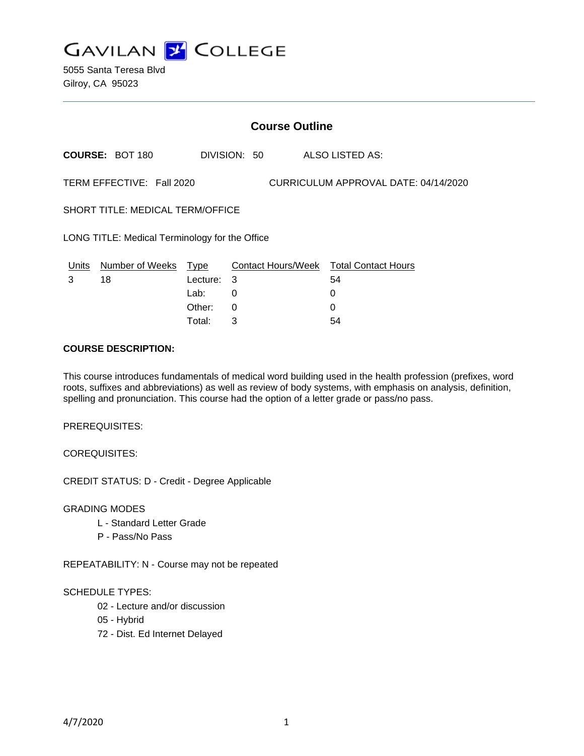# GAVILAN COLLEGE

5055 Santa Teresa Blvd
Gilroy, CA 95023

## Course Outline

**COURSE:** BOT 180 DIVISION: 50 ALSO LISTED AS:

TERM EFFECTIVE: Fall 2020 CURRICULUM APPROVAL DATE: 04/14/2020

SHORT TITLE: MEDICAL TERM/OFFICE

LONG TITLE: Medical Terminology for the Office

| Units | Number of Weeks | Type | Contact Hours/Week | Total Contact Hours |
|---|---|---|---|---|
| 3 | 18 | Lecture: | 3 | 54 |
| | | Lab: | 0 | 0 |
| | | Other: | 0 | 0 |
| | | Total: | 3 | 54 |

**COURSE DESCRIPTION:**

This course introduces fundamentals of medical word building used in the health profession (prefixes, word roots, suffixes and abbreviations) as well as review of body systems, with emphasis on analysis, definition, spelling and pronunciation. This course had the option of a letter grade or pass/no pass.

PREREQUISITES:

COREQUISITES:

CREDIT STATUS: D - Credit - Degree Applicable

GRADING MODES

- L - Standard Letter Grade
- P - Pass/No Pass

REPEATABILITY: N - Course may not be repeated

SCHEDULE TYPES:

- 02 - Lecture and/or discussion
- 05 - Hybrid
- 72 - Dist. Ed Internet Delayed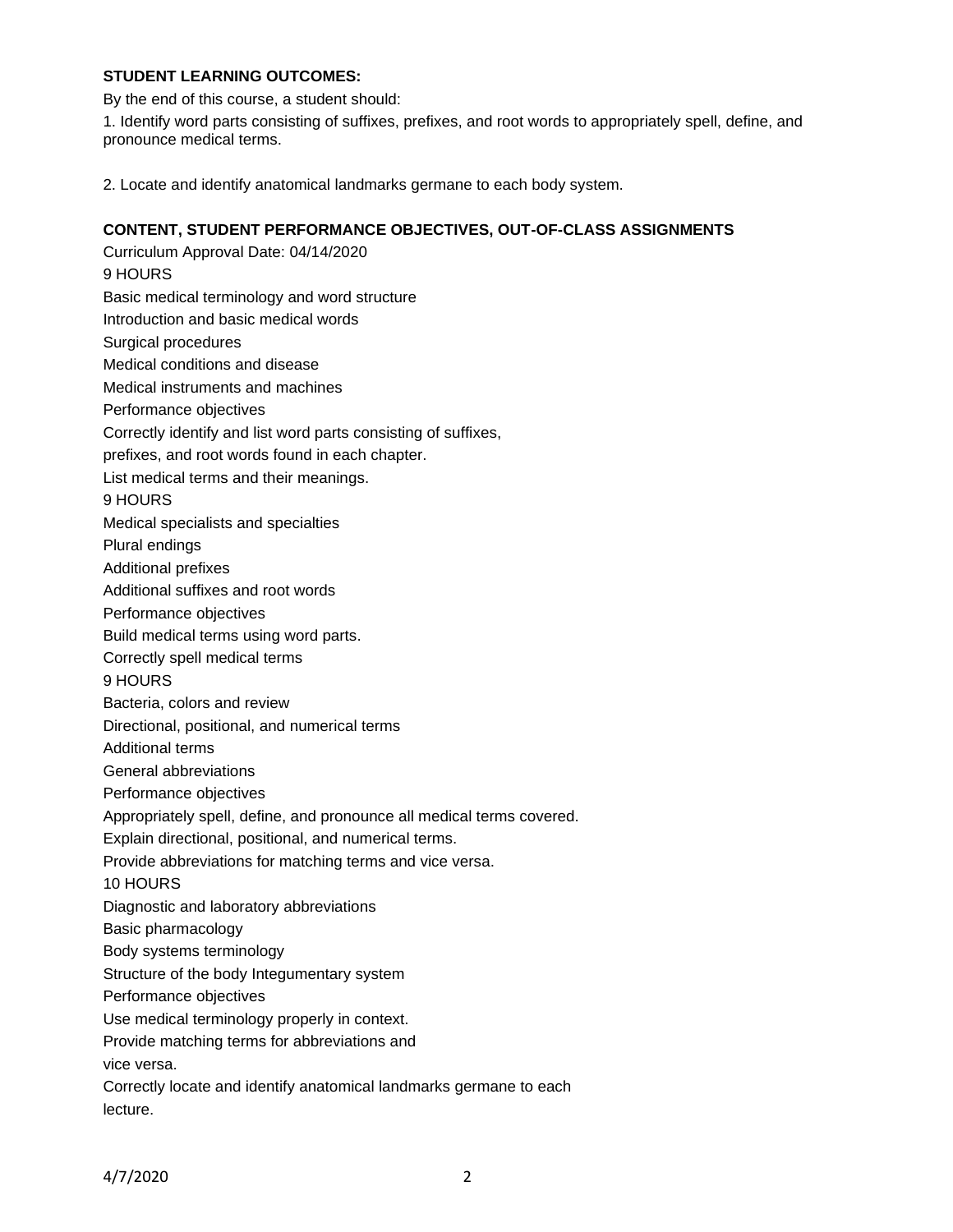**STUDENT LEARNING OUTCOMES:**

By the end of this course, a student should:

1. Identify word parts consisting of suffixes, prefixes, and root words to appropriately spell, define, and pronounce medical terms.

2. Locate and identify anatomical landmarks germane to each body system.

**CONTENT, STUDENT PERFORMANCE OBJECTIVES, OUT-OF-CLASS ASSIGNMENTS**

Curriculum Approval Date: 04/14/2020

9 HOURS

Basic medical terminology and word structure

Introduction and basic medical words

Surgical procedures

Medical conditions and disease

Medical instruments and machines

Performance objectives

Correctly identify and list word parts consisting of suffixes,

prefixes, and root words found in each chapter.

List medical terms and their meanings.

9 HOURS

Medical specialists and specialties

Plural endings

Additional prefixes

Additional suffixes and root words

Performance objectives

Build medical terms using word parts.

Correctly spell medical terms

9 HOURS

Bacteria, colors and review

Directional, positional, and numerical terms

Additional terms

General abbreviations

Performance objectives

Appropriately spell, define, and pronounce all medical terms covered.

Explain directional, positional, and numerical terms.

Provide abbreviations for matching terms and vice versa.

10 HOURS

Diagnostic and laboratory abbreviations

Basic pharmacology

Body systems terminology

Structure of the body Integumentary system

Performance objectives

Use medical terminology properly in context.

Provide matching terms for abbreviations and

vice versa.

Correctly locate and identify anatomical landmarks germane to each

lecture.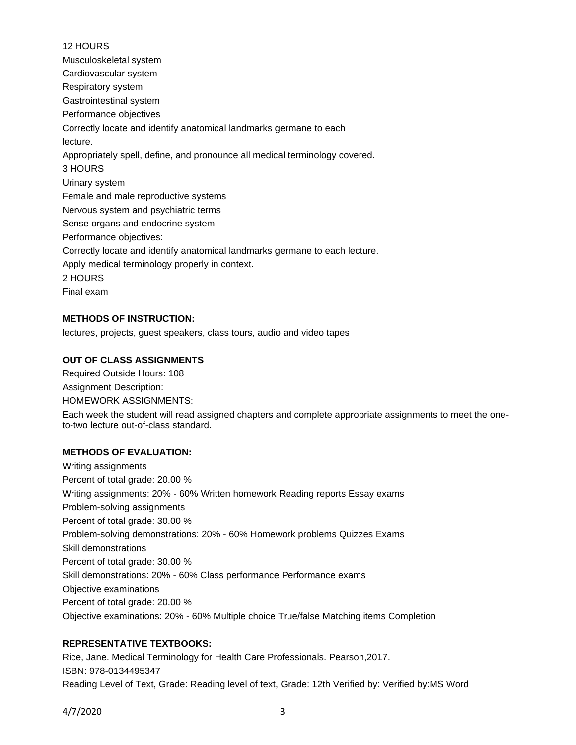12 HOURS

Musculoskeletal system

Cardiovascular system

Respiratory system

Gastrointestinal system

Performance objectives

Correctly locate and identify anatomical landmarks germane to each lecture.

Appropriately spell, define, and pronounce all medical terminology covered.

3 HOURS

Urinary system

Female and male reproductive systems

Nervous system and psychiatric terms

Sense organs and endocrine system

Performance objectives:

Correctly locate and identify anatomical landmarks germane to each lecture.

Apply medical terminology properly in context.

2 HOURS

Final exam

**METHODS OF INSTRUCTION:**

lectures, projects, guest speakers, class tours, audio and video tapes

**OUT OF CLASS ASSIGNMENTS**

Required Outside Hours: 108

Assignment Description:

HOMEWORK ASSIGNMENTS:

Each week the student will read assigned chapters and complete appropriate assignments to meet the one-to-two lecture out-of-class standard.

**METHODS OF EVALUATION:**

Writing assignments

Percent of total grade: 20.00 %

Writing assignments: 20% - 60% Written homework Reading reports Essay exams

Problem-solving assignments

Percent of total grade: 30.00 %

Problem-solving demonstrations: 20% - 60% Homework problems Quizzes Exams

Skill demonstrations

Percent of total grade: 30.00 %

Skill demonstrations: 20% - 60% Class performance Performance exams

Objective examinations

Percent of total grade: 20.00 %

Objective examinations: 20% - 60% Multiple choice True/false Matching items Completion

**REPRESENTATIVE TEXTBOOKS:**

Rice, Jane. Medical Terminology for Health Care Professionals. Pearson,2017.

ISBN: 978-0134495347

Reading Level of Text, Grade: Reading level of text, Grade: 12th Verified by: Verified by:MS Word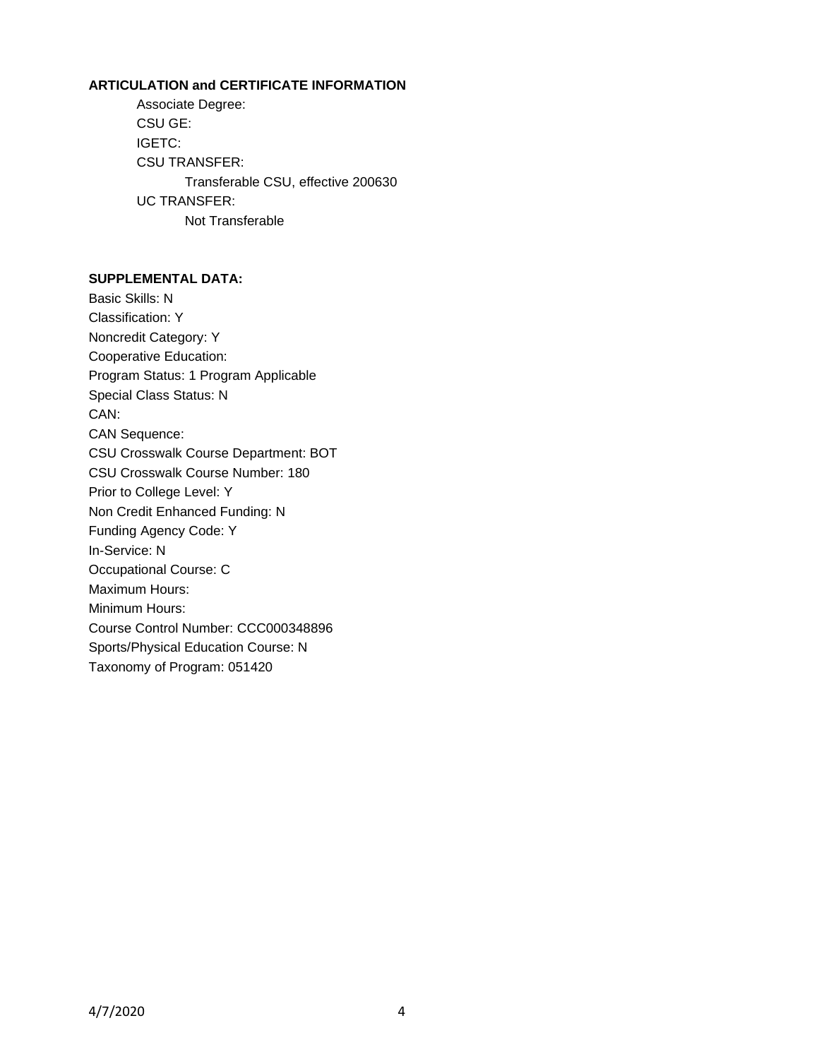**ARTICULATION and CERTIFICATE INFORMATION**

Associate Degree:

CSU GE:

IGETC:

CSU TRANSFER:

Transferable CSU, effective 200630

UC TRANSFER:

Not Transferable

**SUPPLEMENTAL DATA:**

Basic Skills: N

Classification: Y

Noncredit Category: Y

Cooperative Education:

Program Status: 1 Program Applicable

Special Class Status: N

CAN:

CAN Sequence:

CSU Crosswalk Course Department: BOT

CSU Crosswalk Course Number: 180

Prior to College Level: Y

Non Credit Enhanced Funding: N

Funding Agency Code: Y

In-Service: N

Occupational Course: C

Maximum Hours:

Minimum Hours:

Course Control Number: CCC000348896

Sports/Physical Education Course: N

Taxonomy of Program: 051420